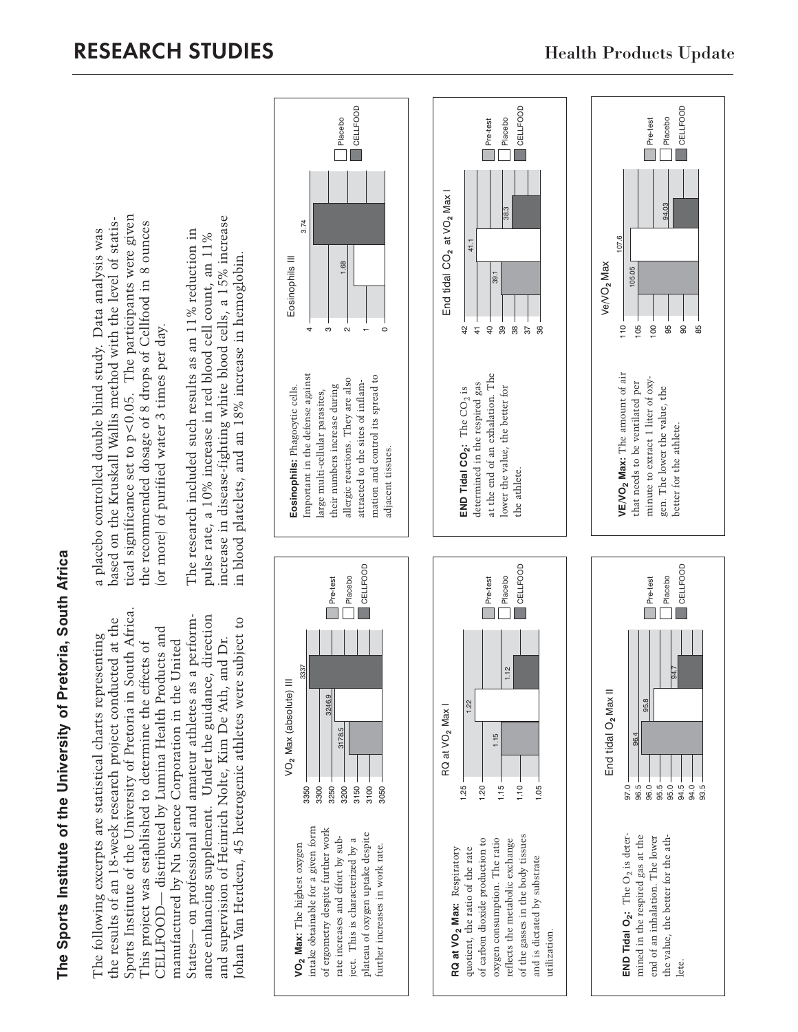# The Sports Institute of the University of Pretoria, South Africa

The following excerpts are statistical charts representing the results of an 18-week research project conducted at the Sports Institute of the University of Pretoria in South Africa. This project was established to determine the effects of CELLFOOD— distributed by Lumina Health Products and manufactured by Nu Science Corporation in the United States— on professional and amateur athletes as a performance enhancing supplement. Under the guidance, direction and supervision of Heinrich Nolte, Kim De 'Ath, and Dr. Johan Van Herdeen, 45 heterogenic athletes were subject to a placebo controlled double blind study. Data analysis was based on the Kruskall Wallis method with the level of statistical significance set to $p<0.05$. The participants were given the recommended dosage of 8 drops of Cellfood in 8 ounces (or more) of purified water 3 times per day.

The research included such results as an 11% reduction in pulse rate, a 10% increase in red blood cell count, an 11% increase in disease-fighting white blood cells, a 15% increase in blood platelets, and an 18% increase in hemoglobin.

**$VO_2$ Max:** The highest oxygen intake obtainable for a given form of ergometry despite further work rate increases and effort by subject. This is characterized by a plateau of oxygen uptake despite further increases in work rate.

$VO_2$ Max (absolute) III

| Pre-test | Placebo | CELLFOOD |
|---|---|---|
| 3178.5 | 3246.9 | 3337 |

**Eosinophils:** Phagocytic cells. Important in the defense against large multi-cellular parasites, their numbers increase during allergic reactions. They are also attracted to the sites of inflammation and control its spread to adjacent tissues.

Eosinophils III

| Placebo | CELLFOOD |
|---|---|
| 1.68 | 3.74 |

**RQ at $VO_2$ Max:** Respiratory quotient, the ratio of the rate of carbon dioxide production to oxygen consumption. The ratio reflects the metabolic exchange of the gasses in the body tissues and is dictated by substrate utilization.

RQ at $VO_2$ Max I

| Pre-test | Placebo | CELLFOOD |
|---|---|---|
| 1.15 | 1.22 | 1.12 |

**END Tidal $CO_2$:** The $CO_2$ is determined in the respired gas at the end of an exhalation. The lower the value, the better for the athlete.

End tidal $CO_2$ at $VO_2$ Max I

| Pre-test | Placebo | CELLFOOD |
|---|---|---|
| 39.1 | 41.1 | 38.3 |

**END Tidal $O_2$:** The $O_2$ is determined in the respired gas at the end of an inhalation. The lower the value, the better for the athlete.

End tidal $O_2$ Max II

| Pre-test | Placebo | CELLFOOD |
|---|---|---|
| 96.4 | 95.8 | 94.7 |

**$VE/VO_2$ Max:** The amount of air that needs to be ventilated per minute to extract 1 liter of oxygen. The lower the value, the better for the athlete.

$Ve/VO_2$ Max

| Pre-test | Placebo | CELLFOOD |
|---|---|---|
| 105.05 | 107.6 | 94.03 |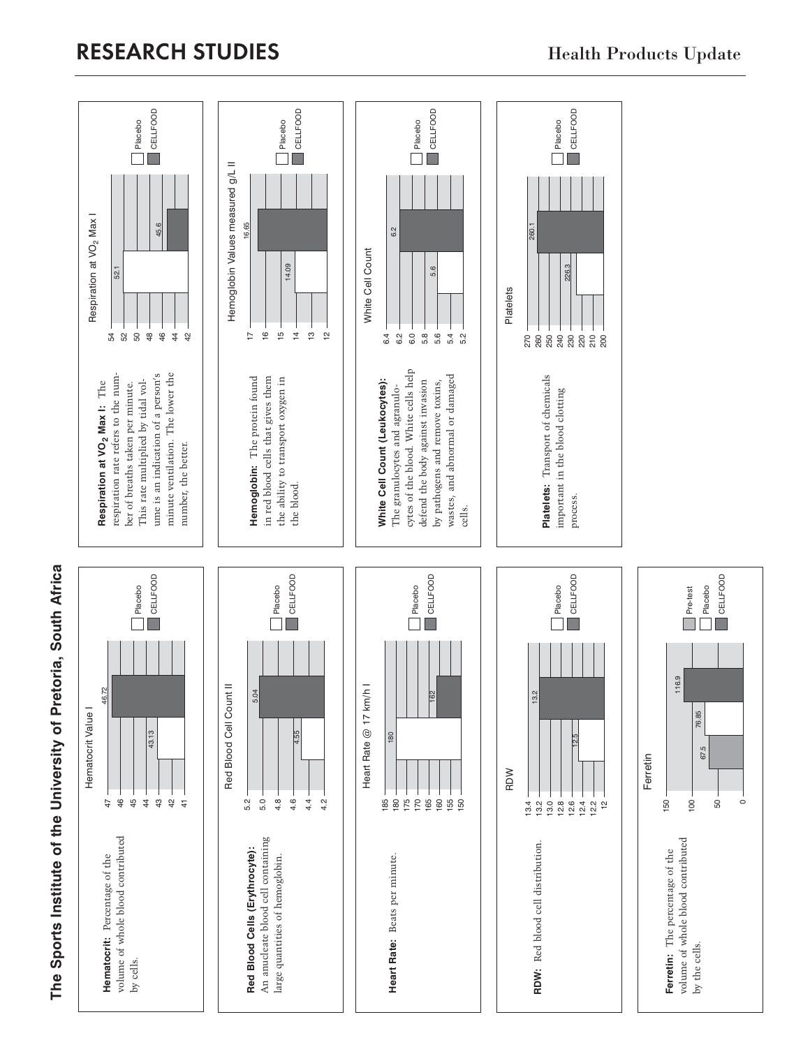# RESEARCH STUDIES

Health Products Update

## The Sports Institute of the University of Pretoria, South Africa

**Hematocrit:** Percentage of the volume of whole blood contributed by cells.

Hematocrit Value I

47
46
45
44
43
42
41

43.13
46.72

Placebo
CELLFOOD

**Red Blood Cells (Erythrocyte):** An anucleate blood cell containing large quantities of hemoglobin.

Red Blood Cell Count II

5.2
5.0
4.8
4.6
4.4
4.2

4.55
5.04

Placebo
CELLFOOD

**Heart Rate:** Beats per minute.

Heart Rate @ 17 km/h I

185
180
175
170
165
160
155
150

180
162

Placebo
CELLFOOD

**RDW:** Red blood cell distribution.

RDW

13.4
13.2
13.0
12.8
12.6
12.4
12.2
12

12.5
13.2

Placebo
CELLFOOD

**Ferretin:** The percentage of the volume of whole blood contributed by the cells.

Ferretin

150
100
50
0

67.5
76.85
116.9

Pre-test
Placebo
CELLFOOD

**Respiration at $VO_2$ Max I:** The respiration rate refers to the number of breaths taken per minute. This rate multiplied by tidal volume is an indication of a person's minute ventilation. The lower the number, the better.

Respiration at $VO_2$ Max I

54
52
50
48
46
44
42

52.1
45.6

Placebo
CELLFOOD

**Hemoglobin:** The protein found in red blood cells that gives them the ability to transport oxygen in the blood.

Hemoglobin Values measured g/L II

17
16
15
14
13
12

14.09
16.65

Placebo
CELLFOOD

**White Cell Count (Leukocytes):** The granulocytes and agranulocytes of the blood. White cells help defend the body against invasion by pathogens and remove toxins, wastes, and abnormal or damaged cells.

White Cell Count

6.4
6.2
6.0
5.8
5.6
5.4
5.2

5.6
6.2

Placebo
CELLFOOD

**Platelets:** Transport of chemicals important in the blood clotting process.

Platelets

270
260
250
240
230
220
210
200

226.3
260.1

Placebo
CELLFOOD